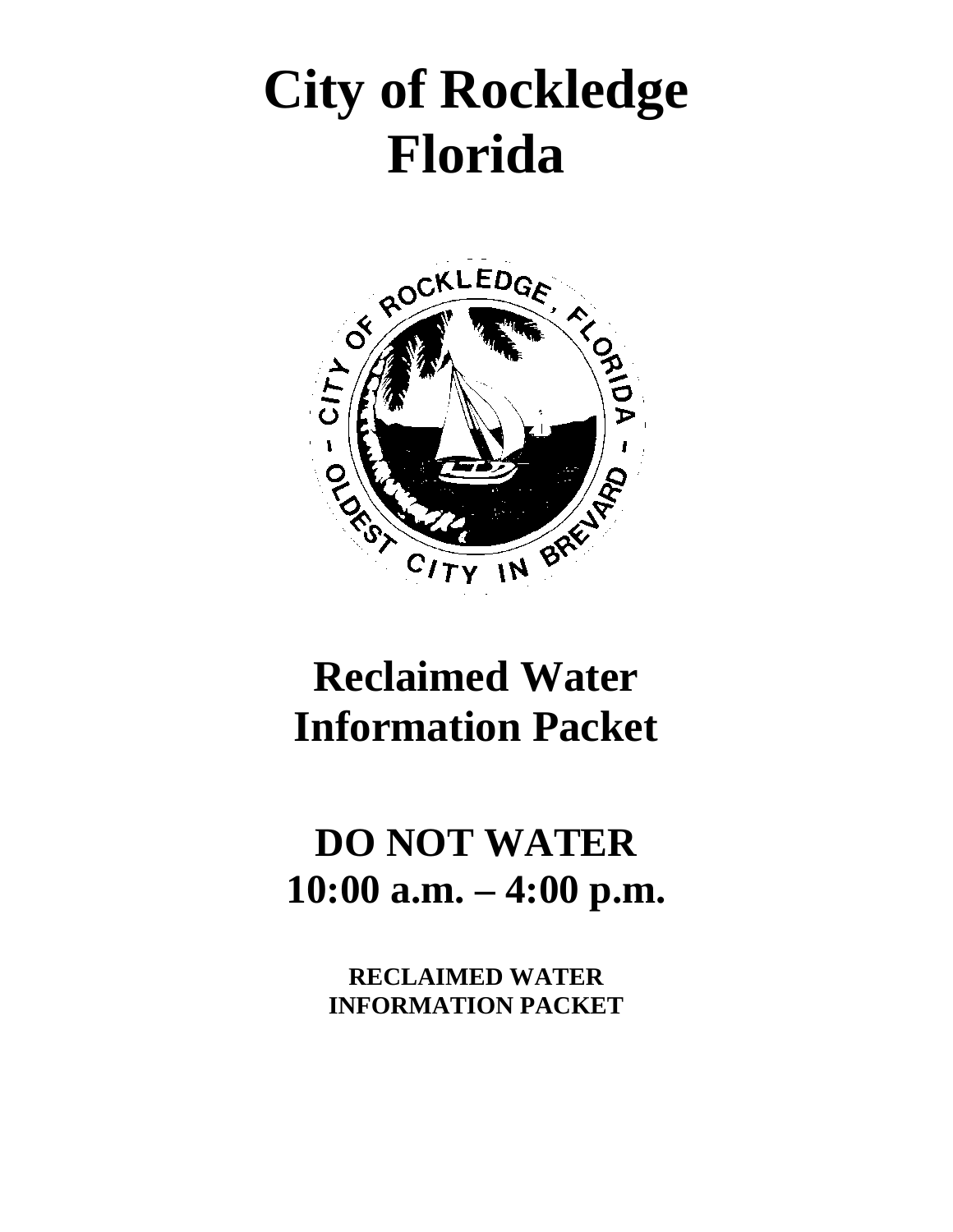# City of Rockledge Florida

# Reclaimed Water Information Packet

# DO NOT WATER 10:00 a.m. – 4:00 p.m.

**RECLAIMED WATER INFORMATION PACKET**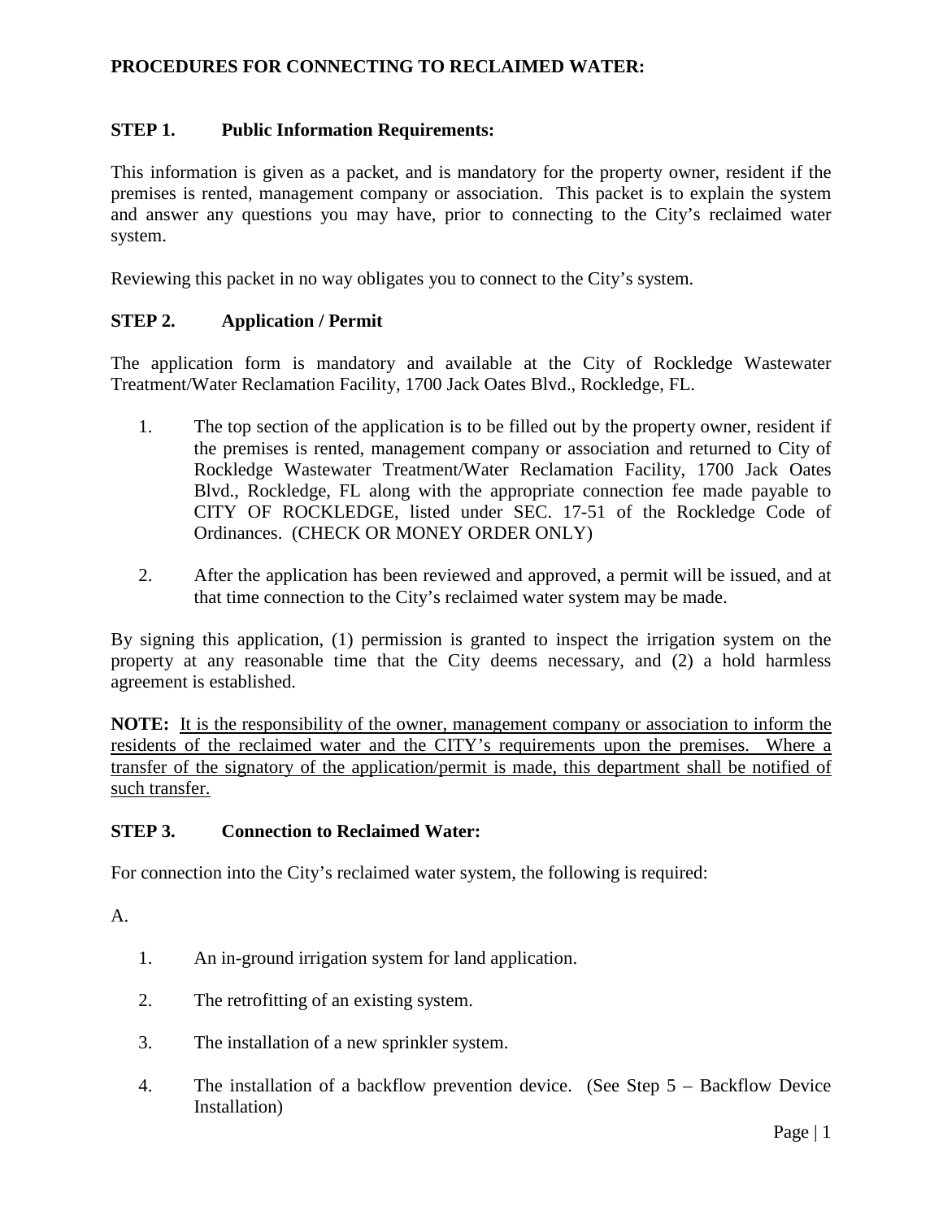**PROCEDURES FOR CONNECTING TO RECLAIMED WATER:**

**STEP 1. Public Information Requirements:**

This information is given as a packet, and is mandatory for the property owner, resident if the premises is rented, management company or association. This packet is to explain the system and answer any questions you may have, prior to connecting to the City's reclaimed water system.

Reviewing this packet in no way obligates you to connect to the City's system.

**STEP 2. Application / Permit**

The application form is mandatory and available at the City of Rockledge Wastewater Treatment/Water Reclamation Facility, 1700 Jack Oates Blvd., Rockledge, FL.

1. The top section of the application is to be filled out by the property owner, resident if the premises is rented, management company or association and returned to City of Rockledge Wastewater Treatment/Water Reclamation Facility, 1700 Jack Oates Blvd., Rockledge, FL along with the appropriate connection fee made payable to CITY OF ROCKLEDGE, listed under SEC. 17-51 of the Rockledge Code of Ordinances. (CHECK OR MONEY ORDER ONLY)

2. After the application has been reviewed and approved, a permit will be issued, and at that time connection to the City's reclaimed water system may be made.

By signing this application, (1) permission is granted to inspect the irrigation system on the property at any reasonable time that the City deems necessary, and (2) a hold harmless agreement is established.

**NOTE:** <u>It is the responsibility of the owner, management company or association to inform the residents of the reclaimed water and the CITY's requirements upon the premises. Where a transfer of the signatory of the application/permit is made, this department shall be notified of such transfer.</u>

**STEP 3. Connection to Reclaimed Water:**

For connection into the City's reclaimed water system, the following is required:

A.

1. An in-ground irrigation system for land application.

2. The retrofitting of an existing system.

3. The installation of a new sprinkler system.

4. The installation of a backflow prevention device. (See Step 5 – Backflow Device Installation)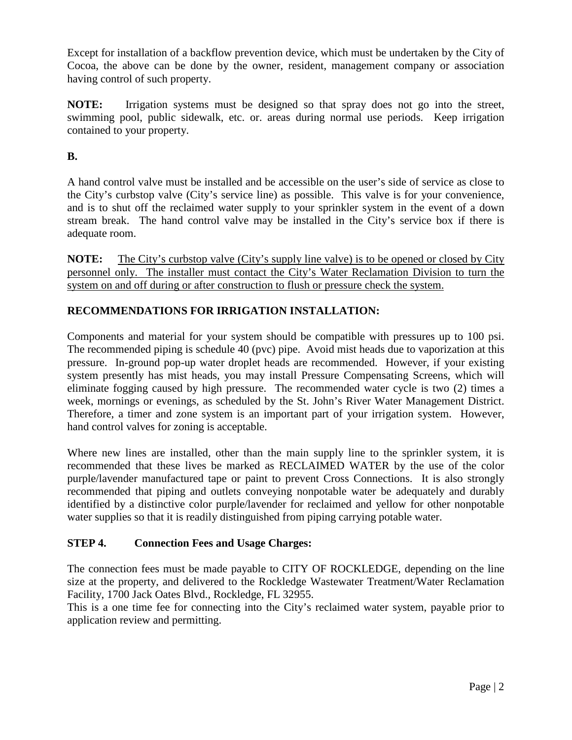Except for installation of a backflow prevention device, which must be undertaken by the City of Cocoa, the above can be done by the owner, resident, management company or association having control of such property.

**NOTE:** Irrigation systems must be designed so that spray does not go into the street, swimming pool, public sidewalk, etc. or. areas during normal use periods. Keep irrigation contained to your property.

**B.**

A hand control valve must be installed and be accessible on the user's side of service as close to the City's curbstop valve (City's service line) as possible. This valve is for your convenience, and is to shut off the reclaimed water supply to your sprinkler system in the event of a down stream break. The hand control valve may be installed in the City's service box if there is adequate room.

**NOTE:** <u>The City's curbstop valve (City's supply line valve) is to be opened or closed by City personnel only. The installer must contact the City's Water Reclamation Division to turn the system on and off during or after construction to flush or pressure check the system.</u>

**RECOMMENDATIONS FOR IRRIGATION INSTALLATION:**

Components and material for your system should be compatible with pressures up to 100 psi. The recommended piping is schedule 40 (pvc) pipe. Avoid mist heads due to vaporization at this pressure. In-ground pop-up water droplet heads are recommended. However, if your existing system presently has mist heads, you may install Pressure Compensating Screens, which will eliminate fogging caused by high pressure. The recommended water cycle is two (2) times a week, mornings or evenings, as scheduled by the St. John's River Water Management District. Therefore, a timer and zone system is an important part of your irrigation system. However, hand control valves for zoning is acceptable.

Where new lines are installed, other than the main supply line to the sprinkler system, it is recommended that these lives be marked as RECLAIMED WATER by the use of the color purple/lavender manufactured tape or paint to prevent Cross Connections. It is also strongly recommended that piping and outlets conveying nonpotable water be adequately and durably identified by a distinctive color purple/lavender for reclaimed and yellow for other nonpotable water supplies so that it is readily distinguished from piping carrying potable water.

**STEP 4. Connection Fees and Usage Charges:**

The connection fees must be made payable to CITY OF ROCKLEDGE, depending on the line size at the property, and delivered to the Rockledge Wastewater Treatment/Water Reclamation Facility, 1700 Jack Oates Blvd., Rockledge, FL 32955.
This is a one time fee for connecting into the City's reclaimed water system, payable prior to application review and permitting.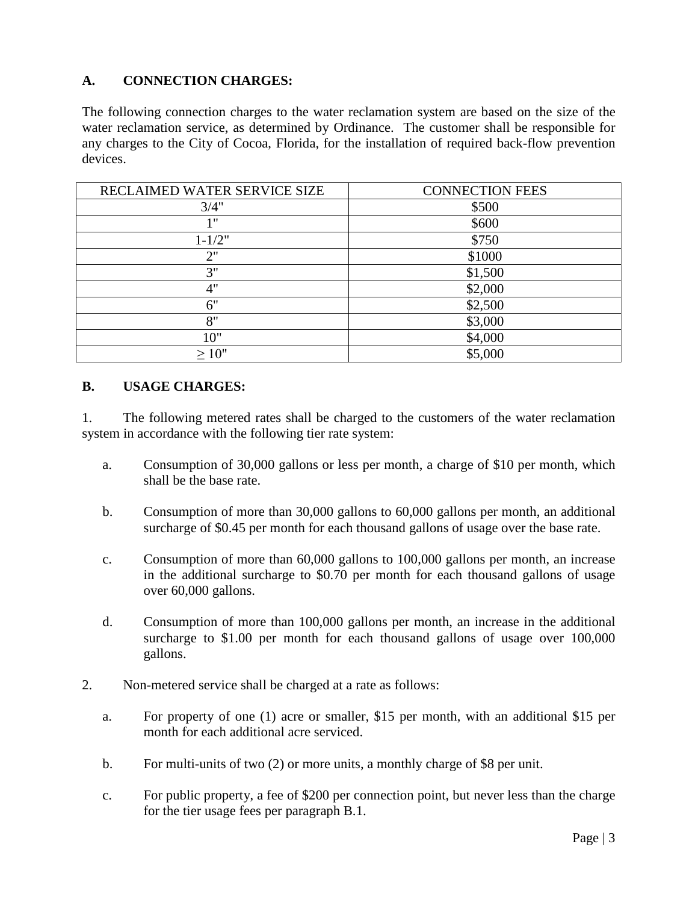## A. CONNECTION CHARGES:

The following connection charges to the water reclamation system are based on the size of the water reclamation service, as determined by Ordinance. The customer shall be responsible for any charges to the City of Cocoa, Florida, for the installation of required back-flow prevention devices.

| RECLAIMED WATER SERVICE SIZE | CONNECTION FEES |
|---|---|
| 3/4" | $500 |
| 1" | $600 |
| 1-1/2" | $750 |
| 2" | $1000 |
| 3" | $1,500 |
| 4" | $2,000 |
| 6" | $2,500 |
| 8" | $3,000 |
| 10" | $4,000 |
| ≥ 10" | $5,000 |

## B. USAGE CHARGES:

1. The following metered rates shall be charged to the customers of the water reclamation system in accordance with the following tier rate system:

   a. Consumption of 30,000 gallons or less per month, a charge of $10 per month, which shall be the base rate.

   b. Consumption of more than 30,000 gallons to 60,000 gallons per month, an additional surcharge of $0.45 per month for each thousand gallons of usage over the base rate.

   c. Consumption of more than 60,000 gallons to 100,000 gallons per month, an increase in the additional surcharge to $0.70 per month for each thousand gallons of usage over 60,000 gallons.

   d. Consumption of more than 100,000 gallons per month, an increase in the additional surcharge to $1.00 per month for each thousand gallons of usage over 100,000 gallons.

2. Non-metered service shall be charged at a rate as follows:

   a. For property of one (1) acre or smaller, $15 per month, with an additional $15 per month for each additional acre serviced.

   b. For multi-units of two (2) or more units, a monthly charge of $8 per unit.

   c. For public property, a fee of $200 per connection point, but never less than the charge for the tier usage fees per paragraph B.1.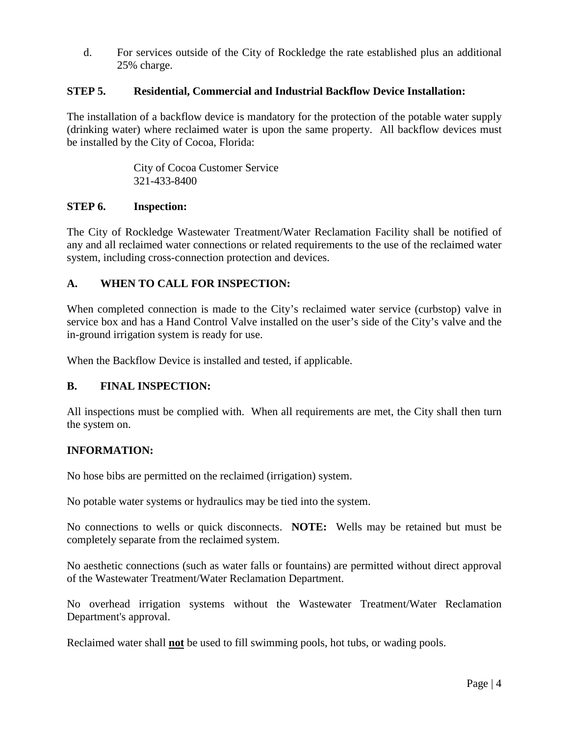d. For services outside of the City of Rockledge the rate established plus an additional 25% charge.

**STEP 5. Residential, Commercial and Industrial Backflow Device Installation:**

The installation of a backflow device is mandatory for the protection of the potable water supply (drinking water) where reclaimed water is upon the same property. All backflow devices must be installed by the City of Cocoa, Florida:

City of Cocoa Customer Service
321-433-8400

**STEP 6. Inspection:**

The City of Rockledge Wastewater Treatment/Water Reclamation Facility shall be notified of any and all reclaimed water connections or related requirements to the use of the reclaimed water system, including cross-connection protection and devices.

**A. WHEN TO CALL FOR INSPECTION:**

When completed connection is made to the City's reclaimed water service (curbstop) valve in service box and has a Hand Control Valve installed on the user's side of the City's valve and the in-ground irrigation system is ready for use.

When the Backflow Device is installed and tested, if applicable.

**B. FINAL INSPECTION:**

All inspections must be complied with. When all requirements are met, the City shall then turn the system on.

**INFORMATION:**

No hose bibs are permitted on the reclaimed (irrigation) system.

No potable water systems or hydraulics may be tied into the system.

No connections to wells or quick disconnects. **NOTE:** Wells may be retained but must be completely separate from the reclaimed system.

No aesthetic connections (such as water falls or fountains) are permitted without direct approval of the Wastewater Treatment/Water Reclamation Department.

No overhead irrigation systems without the Wastewater Treatment/Water Reclamation Department's approval.

Reclaimed water shall **not** be used to fill swimming pools, hot tubs, or wading pools.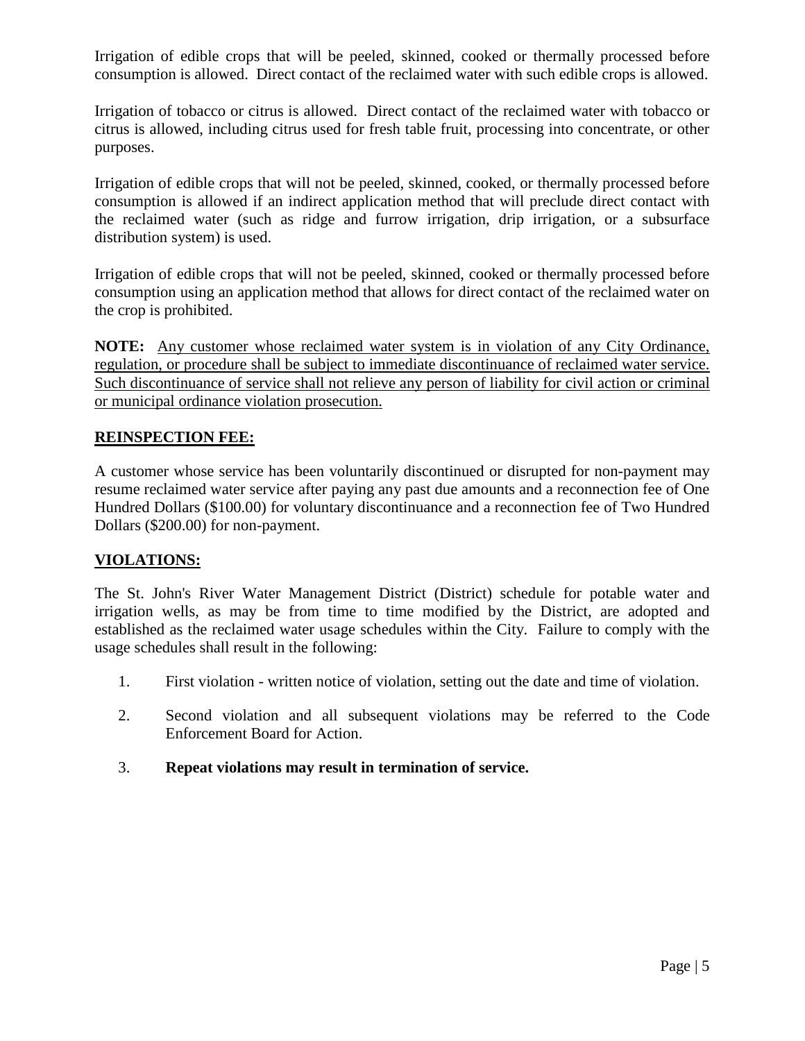Irrigation of edible crops that will be peeled, skinned, cooked or thermally processed before consumption is allowed. Direct contact of the reclaimed water with such edible crops is allowed.

Irrigation of tobacco or citrus is allowed. Direct contact of the reclaimed water with tobacco or citrus is allowed, including citrus used for fresh table fruit, processing into concentrate, or other purposes.

Irrigation of edible crops that will not be peeled, skinned, cooked, or thermally processed before consumption is allowed if an indirect application method that will preclude direct contact with the reclaimed water (such as ridge and furrow irrigation, drip irrigation, or a subsurface distribution system) is used.

Irrigation of edible crops that will not be peeled, skinned, cooked or thermally processed before consumption using an application method that allows for direct contact of the reclaimed water on the crop is prohibited.

**NOTE:** <u>Any customer whose reclaimed water system is in violation of any City Ordinance, regulation, or procedure shall be subject to immediate discontinuance of reclaimed water service. Such discontinuance of service shall not relieve any person of liability for civil action or criminal or municipal ordinance violation prosecution.</u>

## <u>REINSPECTION FEE:</u>

A customer whose service has been voluntarily discontinued or disrupted for non-payment may resume reclaimed water service after paying any past due amounts and a reconnection fee of One Hundred Dollars ($100.00) for voluntary discontinuance and a reconnection fee of Two Hundred Dollars ($200.00) for non-payment.

## <u>VIOLATIONS:</u>

The St. John's River Water Management District (District) schedule for potable water and irrigation wells, as may be from time to time modified by the District, are adopted and established as the reclaimed water usage schedules within the City. Failure to comply with the usage schedules shall result in the following:

1. First violation - written notice of violation, setting out the date and time of violation.
2. Second violation and all subsequent violations may be referred to the Code Enforcement Board for Action.
3. **Repeat violations may result in termination of service.**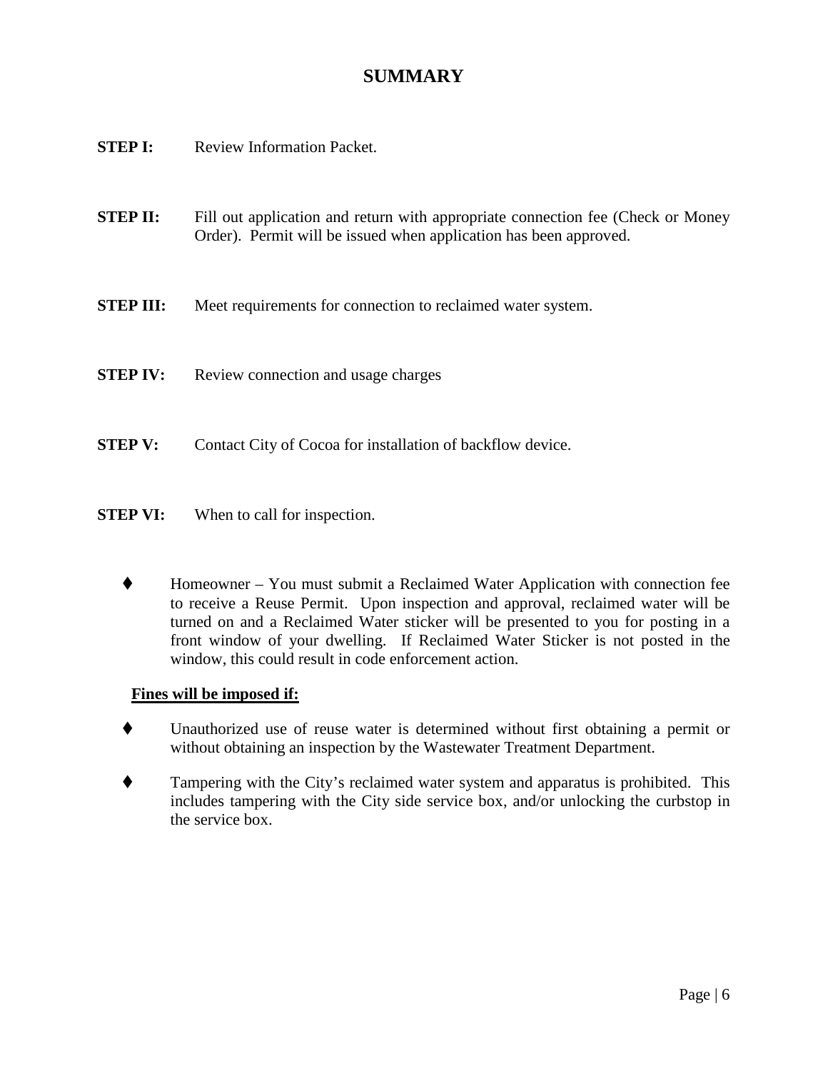# SUMMARY

**STEP I:** Review Information Packet.

**STEP II:** Fill out application and return with appropriate connection fee (Check or Money Order). Permit will be issued when application has been approved.

**STEP III:** Meet requirements for connection to reclaimed water system.

**STEP IV:** Review connection and usage charges

**STEP V:** Contact City of Cocoa for installation of backflow device.

**STEP VI:** When to call for inspection.

- Homeowner – You must submit a Reclaimed Water Application with connection fee to receive a Reuse Permit. Upon inspection and approval, reclaimed water will be turned on and a Reclaimed Water sticker will be presented to you for posting in a front window of your dwelling. If Reclaimed Water Sticker is not posted in the window, this could result in code enforcement action.

<u>**Fines will be imposed if:**</u>

- Unauthorized use of reuse water is determined without first obtaining a permit or without obtaining an inspection by the Wastewater Treatment Department.
- Tampering with the City's reclaimed water system and apparatus is prohibited. This includes tampering with the City side service box, and/or unlocking the curbstop in the service box.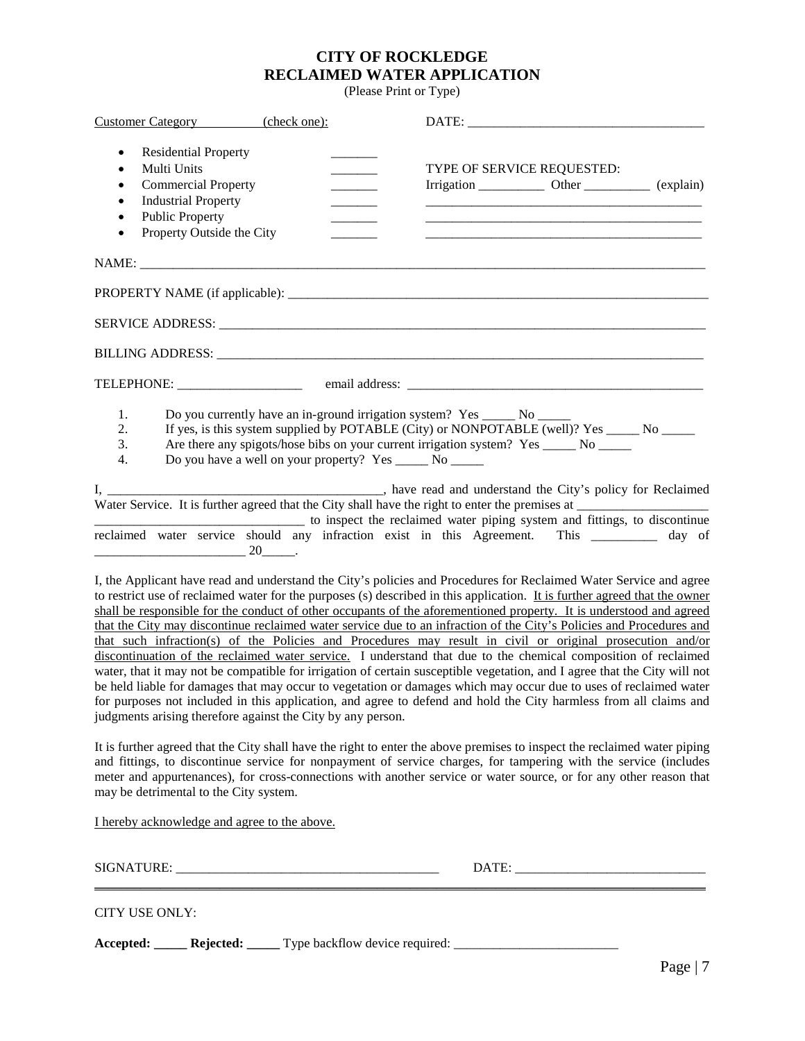# CITY OF ROCKLEDGE
# RECLAIMED WATER APPLICATION

(Please Print or Type)

Customer Category (check one):

- Residential Property _______
- Multi Units _______
- Commercial Property _______
- Industrial Property _______
- Public Property _______
- Property Outside the City _______

DATE: ___________________________________

TYPE OF SERVICE REQUESTED:

Irrigation __________ Other __________ (explain)

_________________________________________

_________________________________________

_________________________________________

NAME: ______________________________________________________________________________________

PROPERTY NAME (if applicable): ______________________________________________________________

SERVICE ADDRESS: ___________________________________________________________________________

BILLING ADDRESS: ___________________________________________________________________________

TELEPHONE: __________________ email address: ____________________________________________

1. Do you currently have an in-ground irrigation system? Yes _____ No _____
2. If yes, is this system supplied by POTABLE (City) or NONPOTABLE (well)? Yes _____ No _____
3. Are there any spigots/hose bibs on your current irrigation system? Yes _____ No _____
4. Do you have a well on your property? Yes _____ No _____

I, ________________________________________, have read and understand the City's policy for Reclaimed Water Service. It is further agreed that the City shall have the right to enter the premises at ____________________ ________________________________ to inspect the reclaimed water piping system and fittings, to discontinue reclaimed water service should any infraction exist in this Agreement. This __________ day of ______________________ 20_____.

I, the Applicant have read and understand the City's policies and Procedures for Reclaimed Water Service and agree to restrict use of reclaimed water for the purposes (s) described in this application. It is further agreed that the owner shall be responsible for the conduct of other occupants of the aforementioned property. It is understood and agreed that the City may discontinue reclaimed water service due to an infraction of the City's Policies and Procedures and that such infraction(s) of the Policies and Procedures may result in civil or original prosecution and/or discontinuation of the reclaimed water service. I understand that due to the chemical composition of reclaimed water, that it may not be compatible for irrigation of certain susceptible vegetation, and I agree that the City will not be held liable for damages that may occur to vegetation or damages which may occur due to uses of reclaimed water for purposes not included in this application, and agree to defend and hold the City harmless from all claims and judgments arising therefore against the City by any person.

It is further agreed that the City shall have the right to enter the above premises to inspect the reclaimed water piping and fittings, to discontinue service for nonpayment of service charges, for tampering with the service (includes meter and appurtenances), for cross-connections with another service or water source, or for any other reason that may be detrimental to the City system.

I hereby acknowledge and agree to the above.

SIGNATURE: ______________________________________ DATE: ____________________________

CITY USE ONLY:

**Accepted:** _____ **Rejected:** _____ Type backflow device required: _________________________